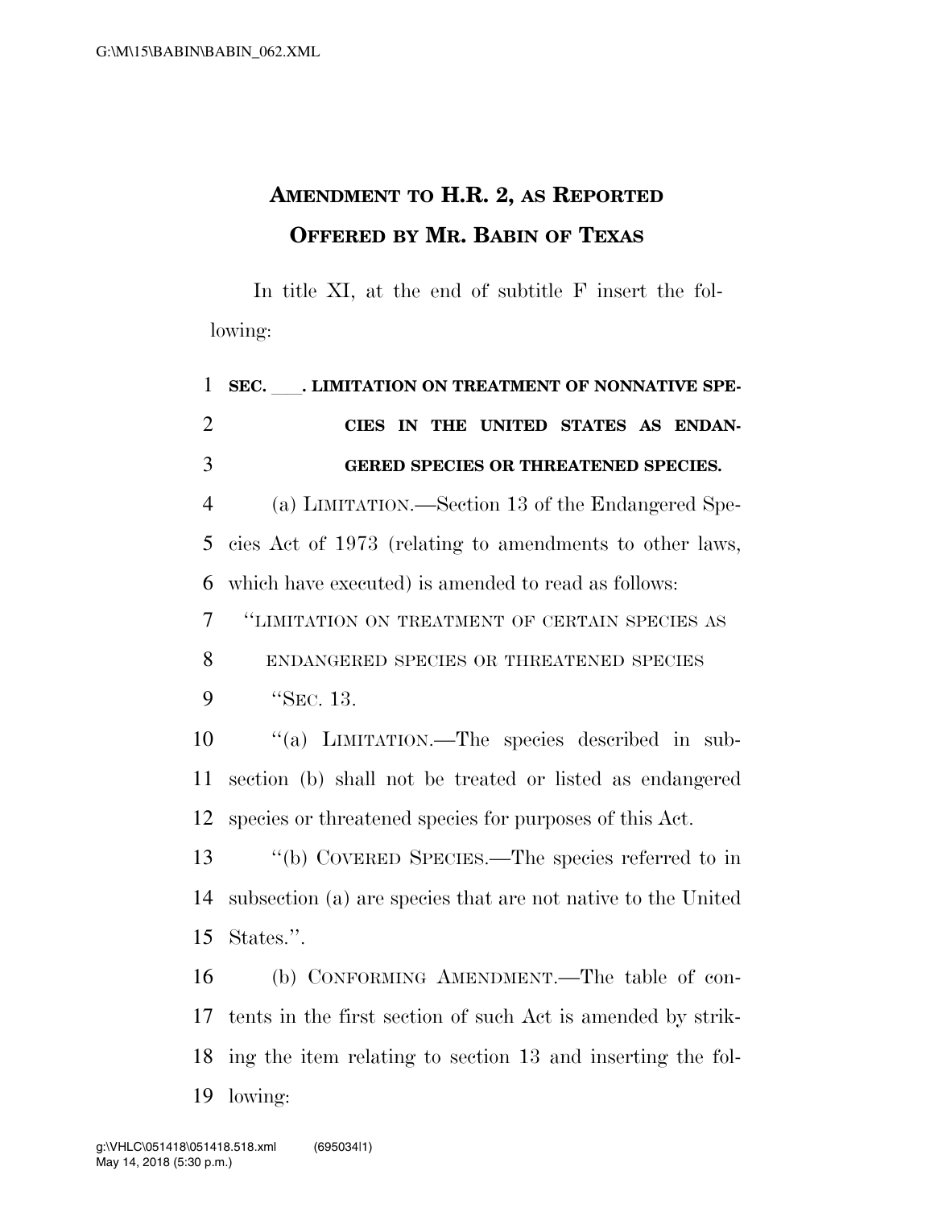# AMENDMENT TO H.R. 2, AS REPORTED OFFERED BY MR. BABIN OF TEXAS

In title XI, at the end of subtitle F insert the following:

**SEC. \_\_\_. LIMITATION ON TREATMENT OF NONNATIVE SPECIES IN THE UNITED STATES AS ENDANGERED SPECIES OR THREATENED SPECIES.**

(a) LIMITATION.—Section 13 of the Endangered Species Act of 1973 (relating to amendments to other laws, which have executed) is amended to read as follows:

"LIMITATION ON TREATMENT OF CERTAIN SPECIES AS ENDANGERED SPECIES OR THREATENED SPECIES

"SEC. 13.

"(a) LIMITATION.—The species described in subsection (b) shall not be treated or listed as endangered species or threatened species for purposes of this Act.

"(b) COVERED SPECIES.—The species referred to in subsection (a) are species that are not native to the United States.".

(b) CONFORMING AMENDMENT.—The table of contents in the first section of such Act is amended by striking the item relating to section 13 and inserting the following: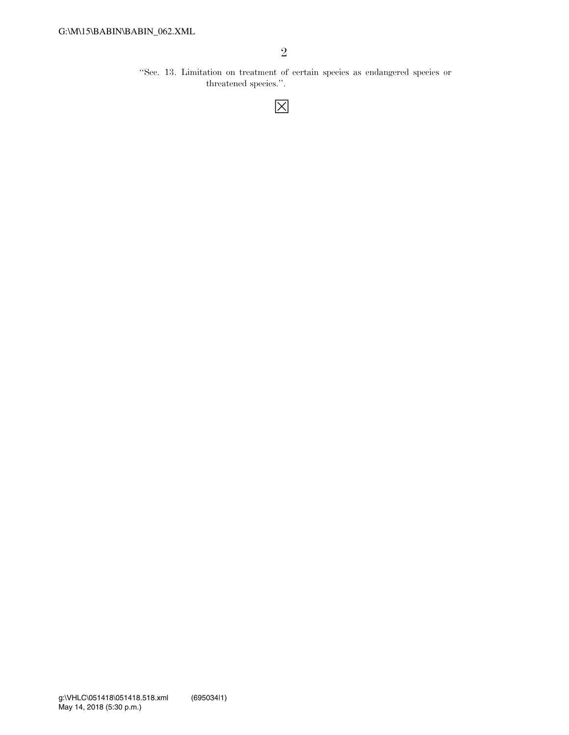"Sec. 13. Limitation on treatment of certain species as endangered species or threatened species.".